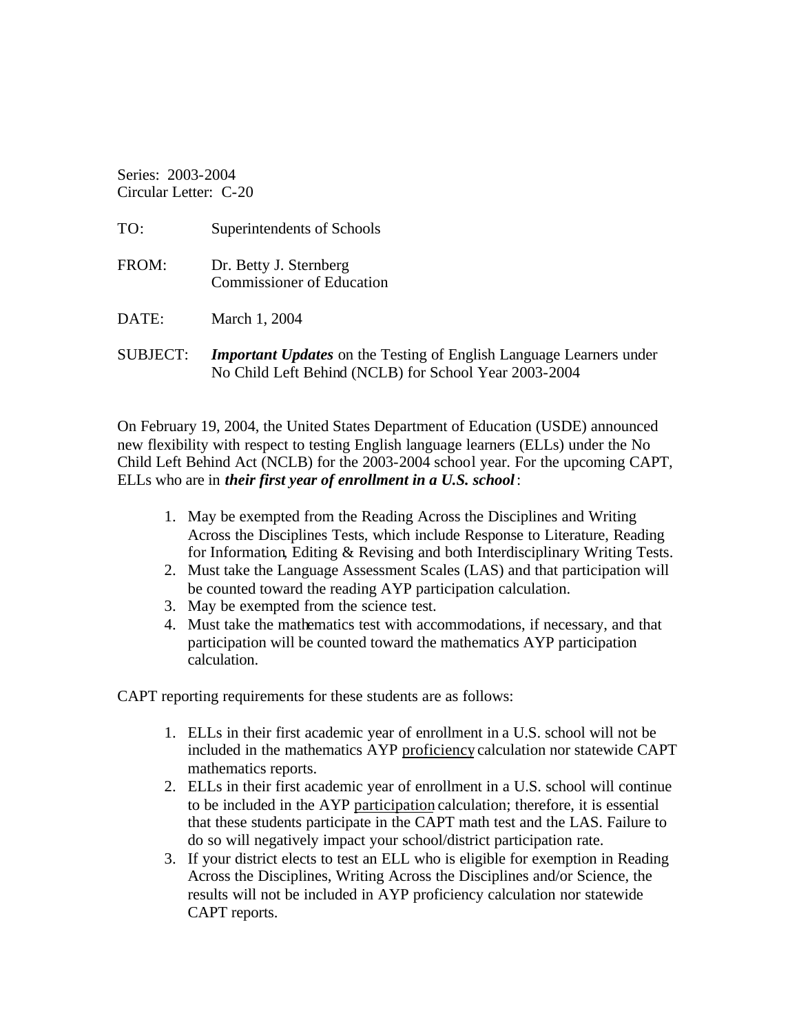Series: 2003-2004
Circular Letter: C-20

TO: Superintendents of Schools

FROM: Dr. Betty J. Sternberg
Commissioner of Education

DATE: March 1, 2004

SUBJECT: ***Important Updates*** on the Testing of English Language Learners under No Child Left Behind (NCLB) for School Year 2003-2004

On February 19, 2004, the United States Department of Education (USDE) announced new flexibility with respect to testing English language learners (ELLs) under the No Child Left Behind Act (NCLB) for the 2003-2004 school year. For the upcoming CAPT, ELLs who are in ***their first year of enrollment in a U.S. school***:

1. May be exempted from the Reading Across the Disciplines and Writing Across the Disciplines Tests, which include Response to Literature, Reading for Information, Editing & Revising and both Interdisciplinary Writing Tests.
2. Must take the Language Assessment Scales (LAS) and that participation will be counted toward the reading AYP participation calculation.
3. May be exempted from the science test.
4. Must take the mathematics test with accommodations, if necessary, and that participation will be counted toward the mathematics AYP participation calculation.

CAPT reporting requirements for these students are as follows:

1. ELLs in their first academic year of enrollment in a U.S. school will not be included in the mathematics AYP <u>proficiency</u> calculation nor statewide CAPT mathematics reports.
2. ELLs in their first academic year of enrollment in a U.S. school will continue to be included in the AYP <u>participation</u> calculation; therefore, it is essential that these students participate in the CAPT math test and the LAS. Failure to do so will negatively impact your school/district participation rate.
3. If your district elects to test an ELL who is eligible for exemption in Reading Across the Disciplines, Writing Across the Disciplines and/or Science, the results will not be included in AYP proficiency calculation nor statewide CAPT reports.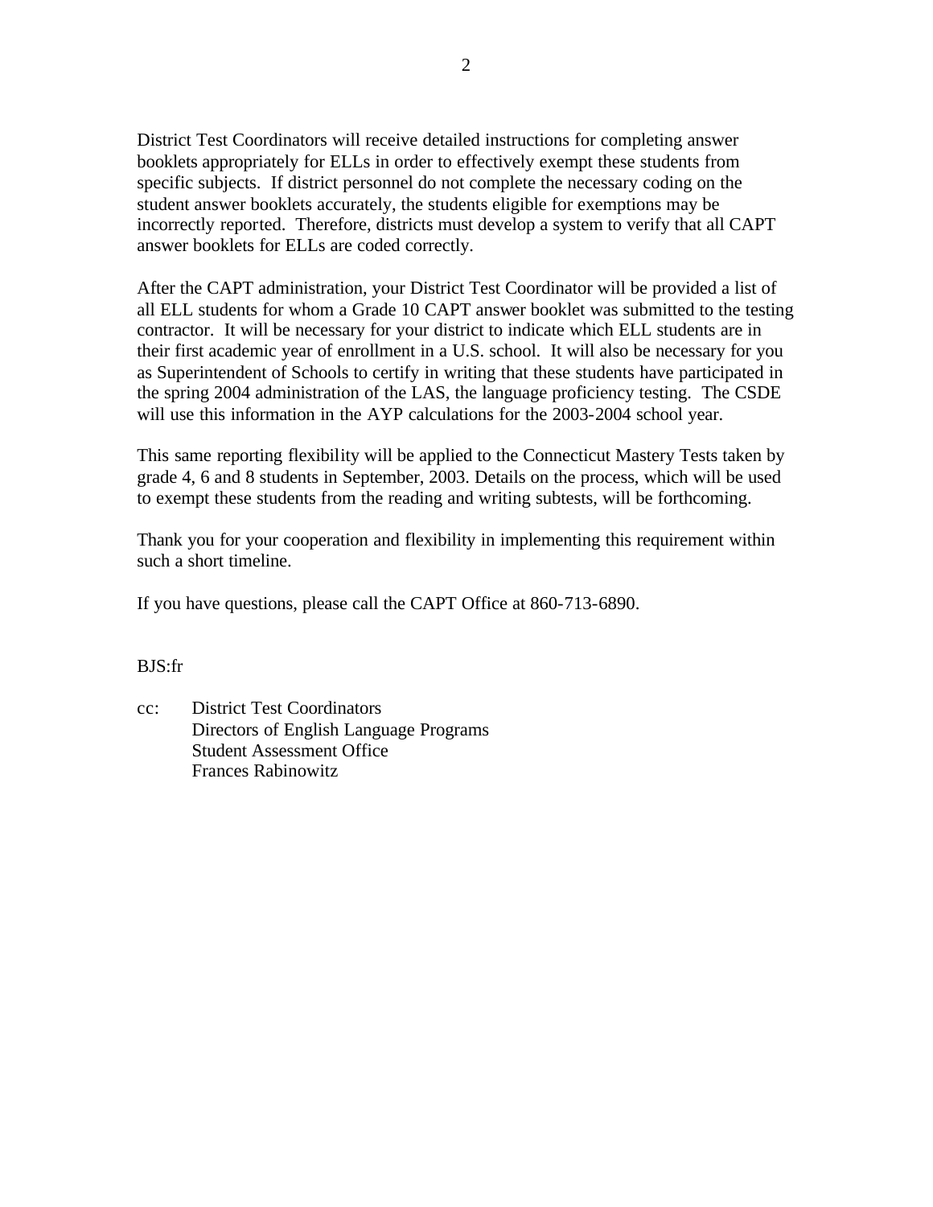District Test Coordinators will receive detailed instructions for completing answer booklets appropriately for ELLs in order to effectively exempt these students from specific subjects. If district personnel do not complete the necessary coding on the student answer booklets accurately, the students eligible for exemptions may be incorrectly reported. Therefore, districts must develop a system to verify that all CAPT answer booklets for ELLs are coded correctly.

After the CAPT administration, your District Test Coordinator will be provided a list of all ELL students for whom a Grade 10 CAPT answer booklet was submitted to the testing contractor. It will be necessary for your district to indicate which ELL students are in their first academic year of enrollment in a U.S. school. It will also be necessary for you as Superintendent of Schools to certify in writing that these students have participated in the spring 2004 administration of the LAS, the language proficiency testing. The CSDE will use this information in the AYP calculations for the 2003-2004 school year.

This same reporting flexibility will be applied to the Connecticut Mastery Tests taken by grade 4, 6 and 8 students in September, 2003. Details on the process, which will be used to exempt these students from the reading and writing subtests, will be forthcoming.

Thank you for your cooperation and flexibility in implementing this requirement within such a short timeline.

If you have questions, please call the CAPT Office at 860-713-6890.

BJS:fr

cc: District Test Coordinators
Directors of English Language Programs
Student Assessment Office
Frances Rabinowitz